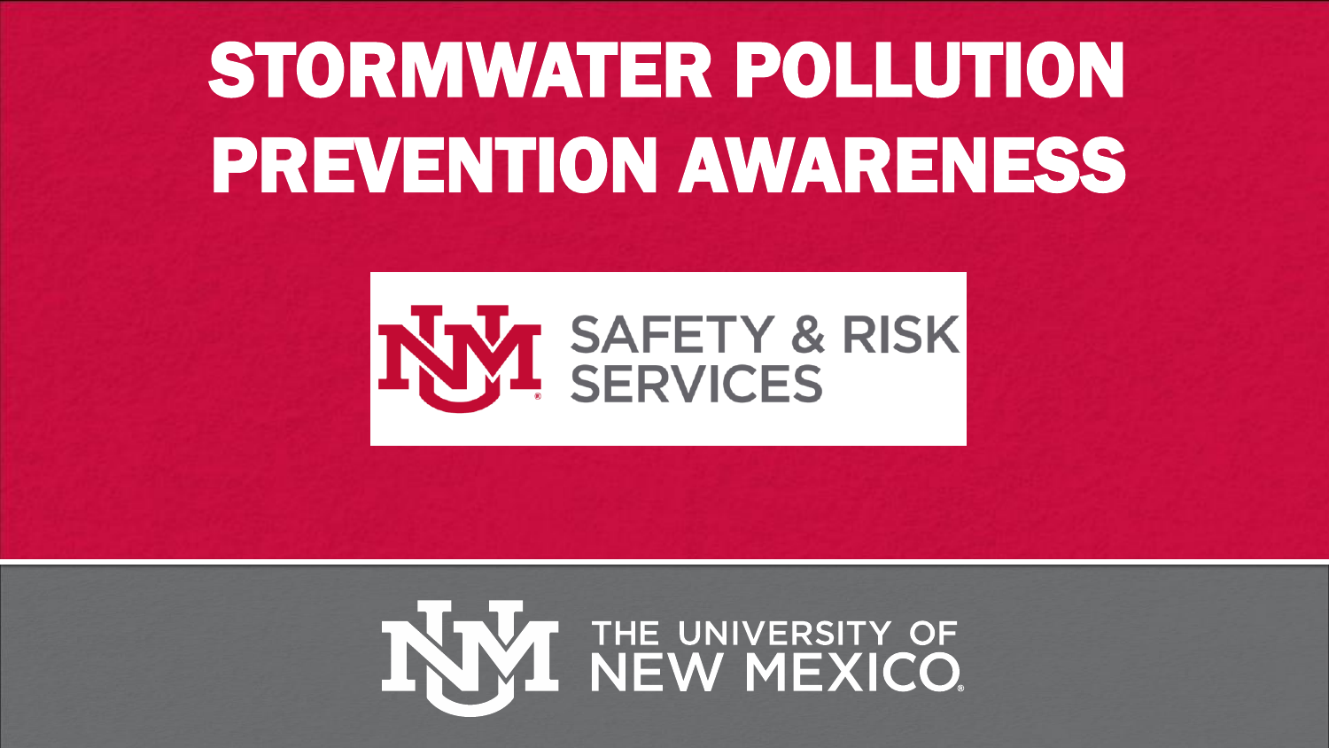# STORMWATER POLLUTION PREVENTION AWARENESS

SAFETY & RISK SERVICES

THE UNIVERSITY OF NEW MEXICO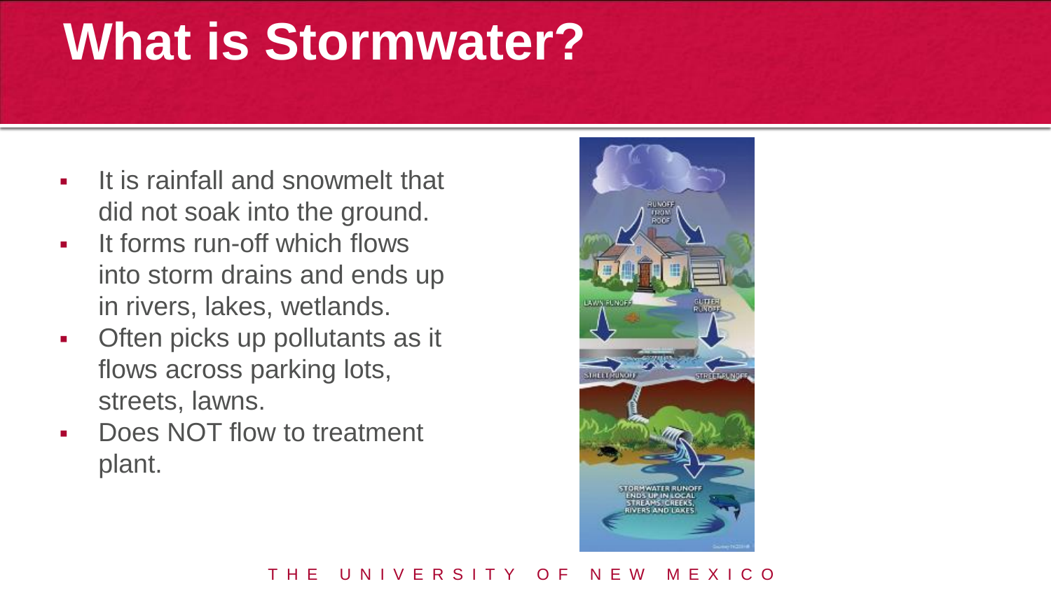# What is Stormwater?

- It is rainfall and snowmelt that did not soak into the ground.
- It forms run-off which flows into storm drains and ends up in rivers, lakes, wetlands.
- Often picks up pollutants as it flows across parking lots, streets, lawns.
- Does NOT flow to treatment plant.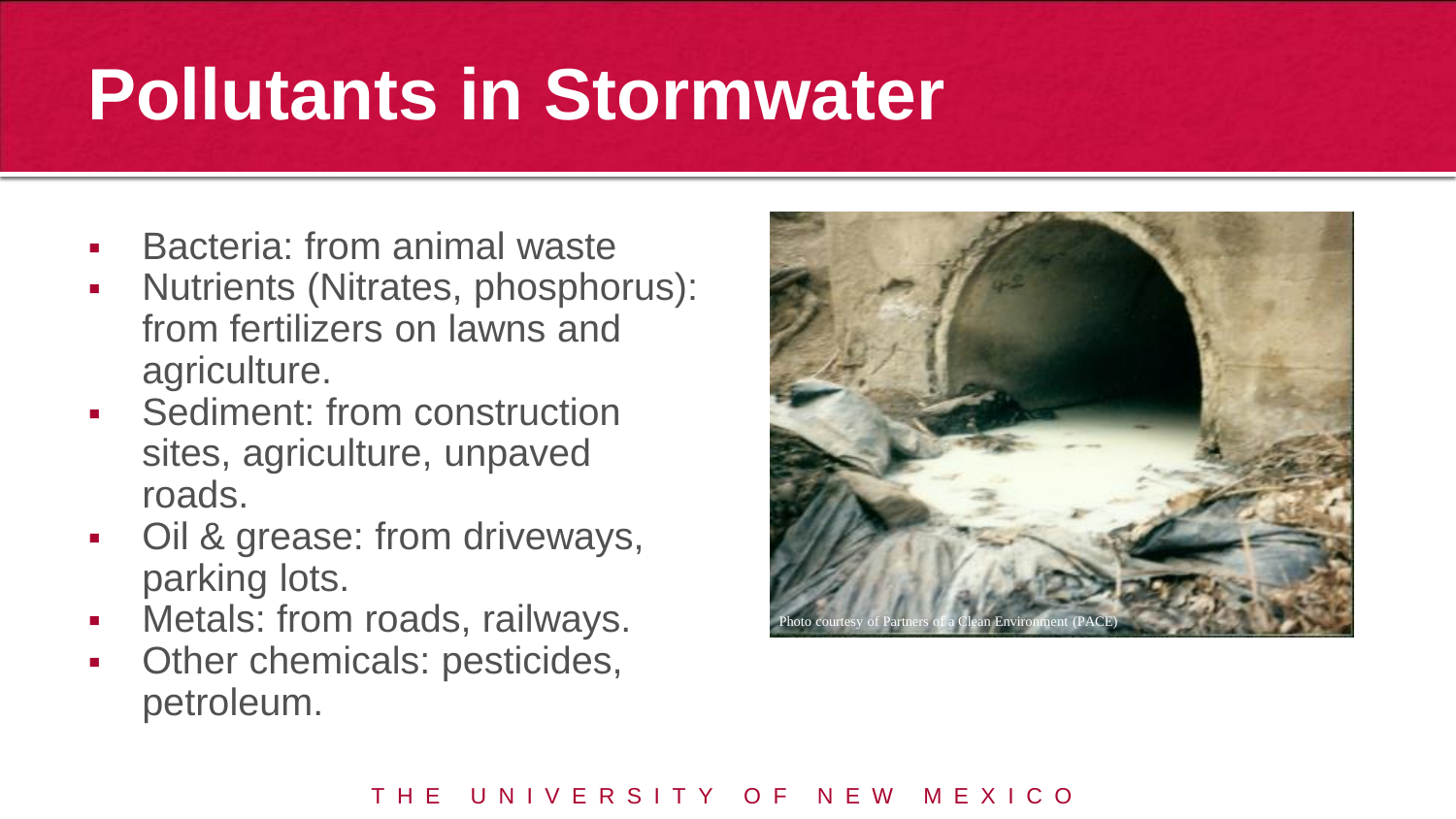# Pollutants in Stormwater

- Bacteria: from animal waste
- Nutrients (Nitrates, phosphorus): from fertilizers on lawns and agriculture.
- Sediment: from construction sites, agriculture, unpaved roads.
- Oil & grease: from driveways, parking lots.
- Metals: from roads, railways.
- Other chemicals: pesticides, petroleum.

Photo courtesy of Partners of a Clean Environment (PACE)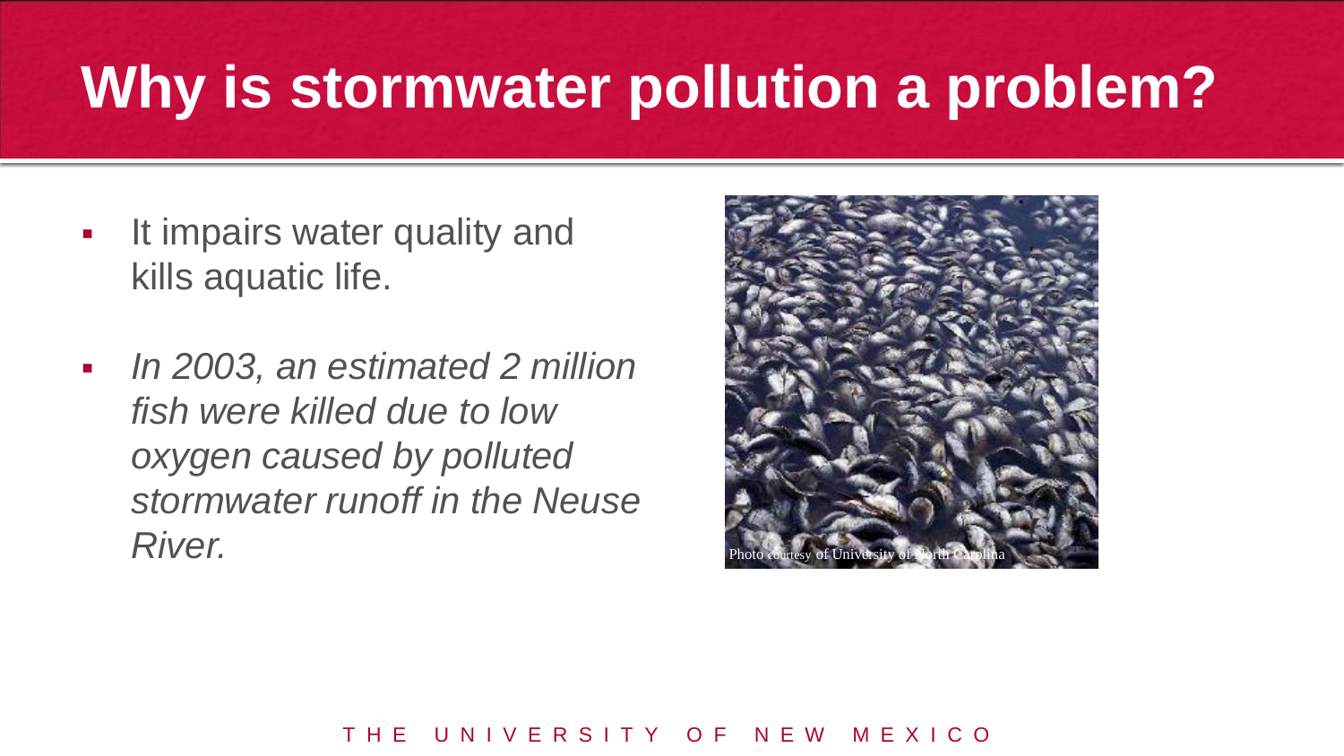# Why is stormwater pollution a problem?

- It impairs water quality and kills aquatic life.
- *In 2003, an estimated 2 million fish were killed due to low oxygen caused by polluted stormwater runoff in the Neuse River.*

Photo courtesy of University of North Carolina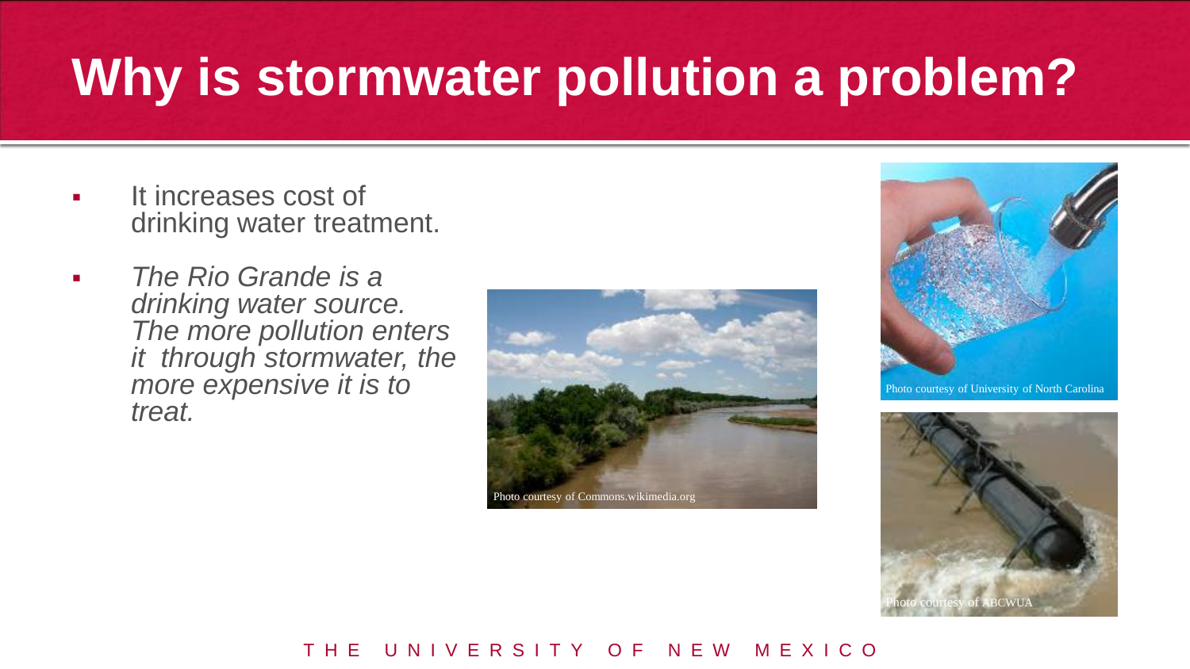# Why is stormwater pollution a problem?

- It increases cost of drinking water treatment.
- *The Rio Grande is a drinking water source. The more pollution enters it through stormwater, the more expensive it is to treat.*

Photo courtesy of Commons.wikimedia.org

Photo courtesy of University of North Carolina

Photo courtesy of ABCWUA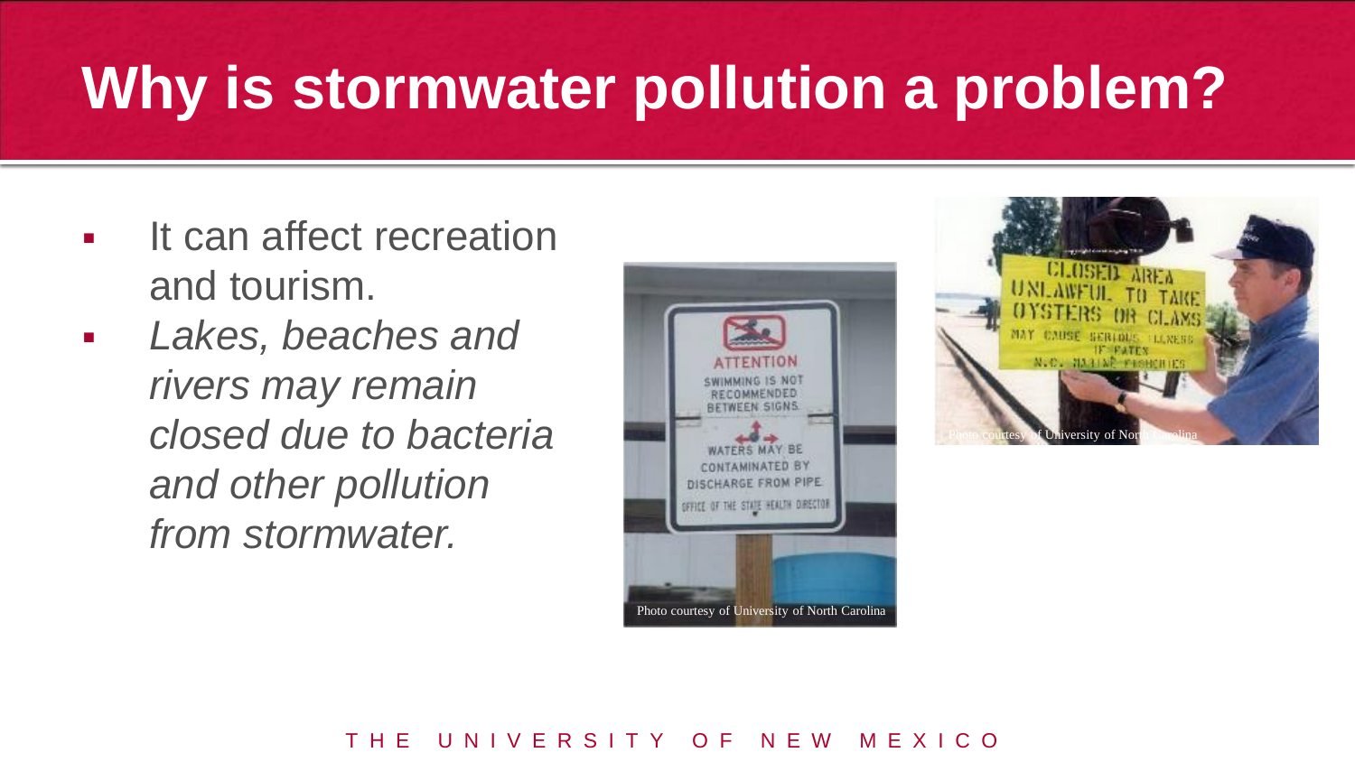# Why is stormwater pollution a problem?

- It can affect recreation and tourism.
- *Lakes, beaches and rivers may remain closed due to bacteria and other pollution from stormwater.*

Photo courtesy of University of North Carolina

Photo courtesy of University of North Carolina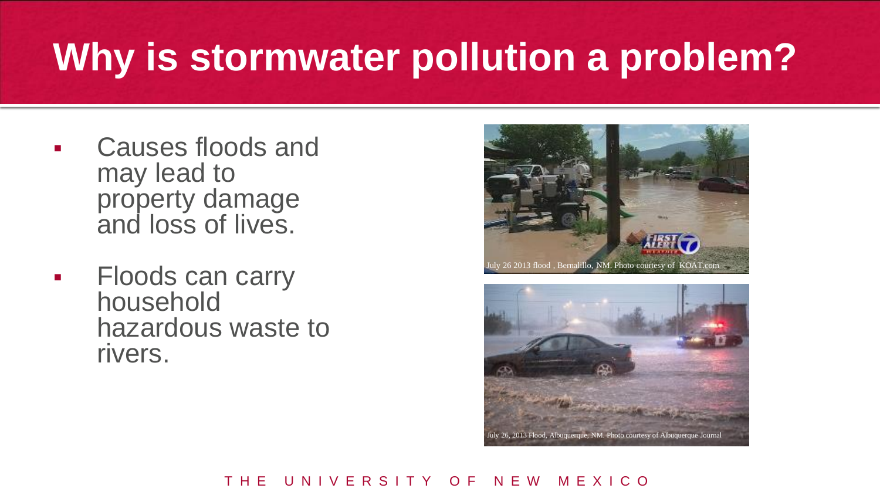# Why is stormwater pollution a problem?

- Causes floods and may lead to property damage and loss of lives.
- Floods can carry household hazardous waste to rivers.

July 26 2013 flood , Bernalillo, NM. Photo courtesy of KOAT.com

July 26, 2013 Flood, Albuquerque, NM. Photo courtesy of Albuquerque Journal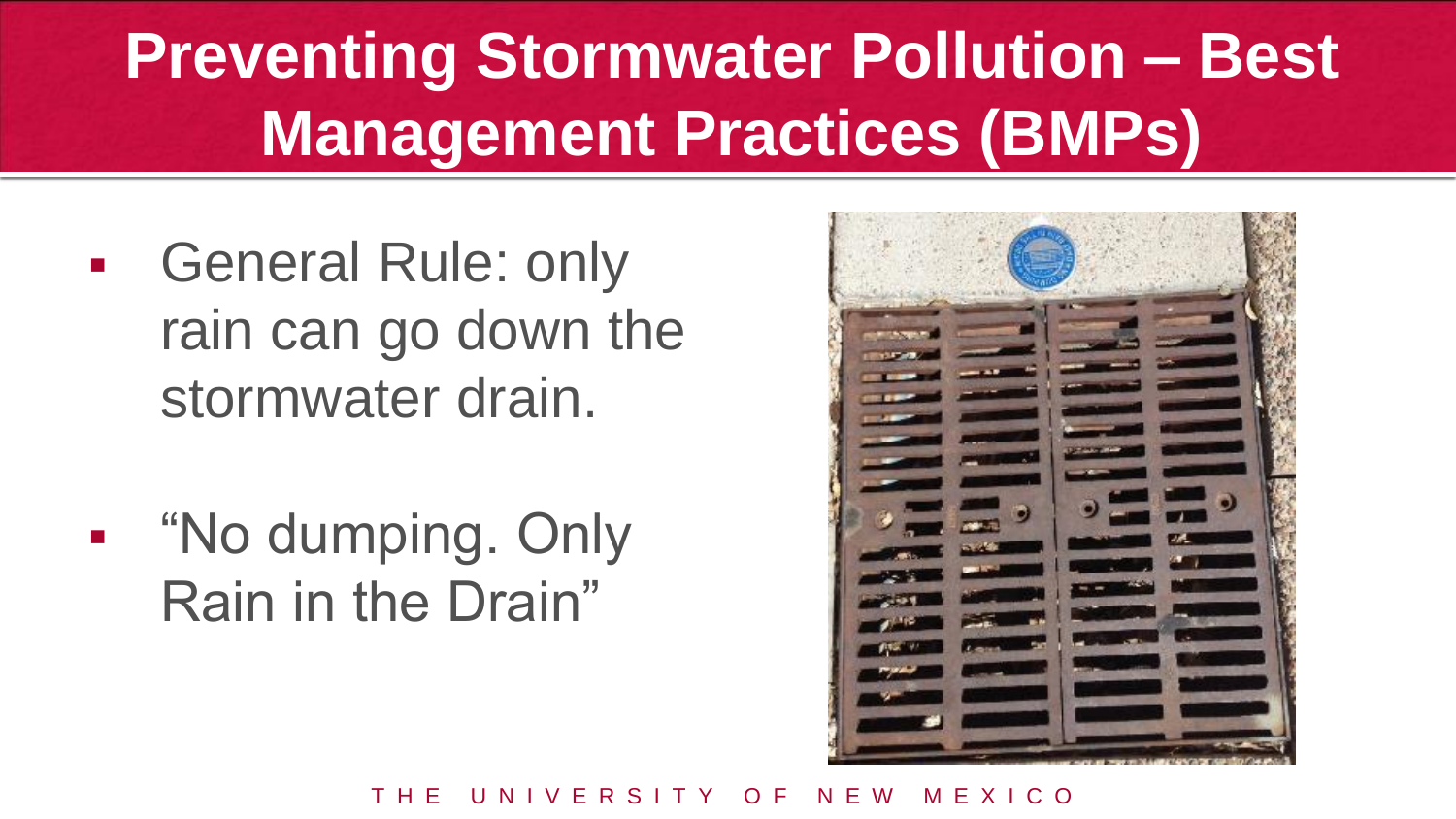# Preventing Stormwater Pollution – Best Management Practices (BMPs)

- General Rule: only rain can go down the stormwater drain.
- "No dumping. Only Rain in the Drain"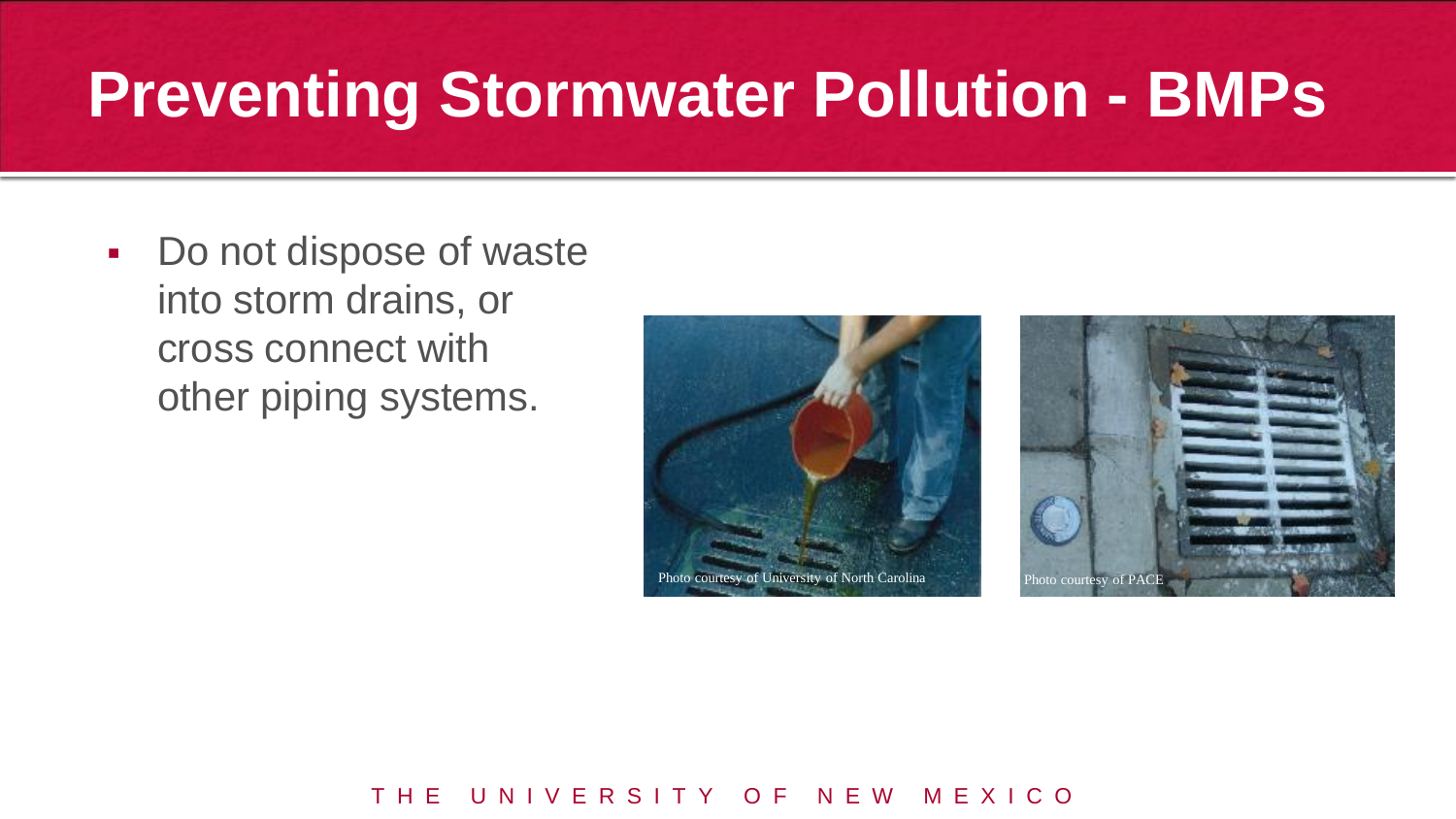# Preventing Stormwater Pollution - BMPs

- Do not dispose of waste into storm drains, or cross connect with other piping systems.

Photo courtesy of University of North Carolina

Photo courtesy of PACE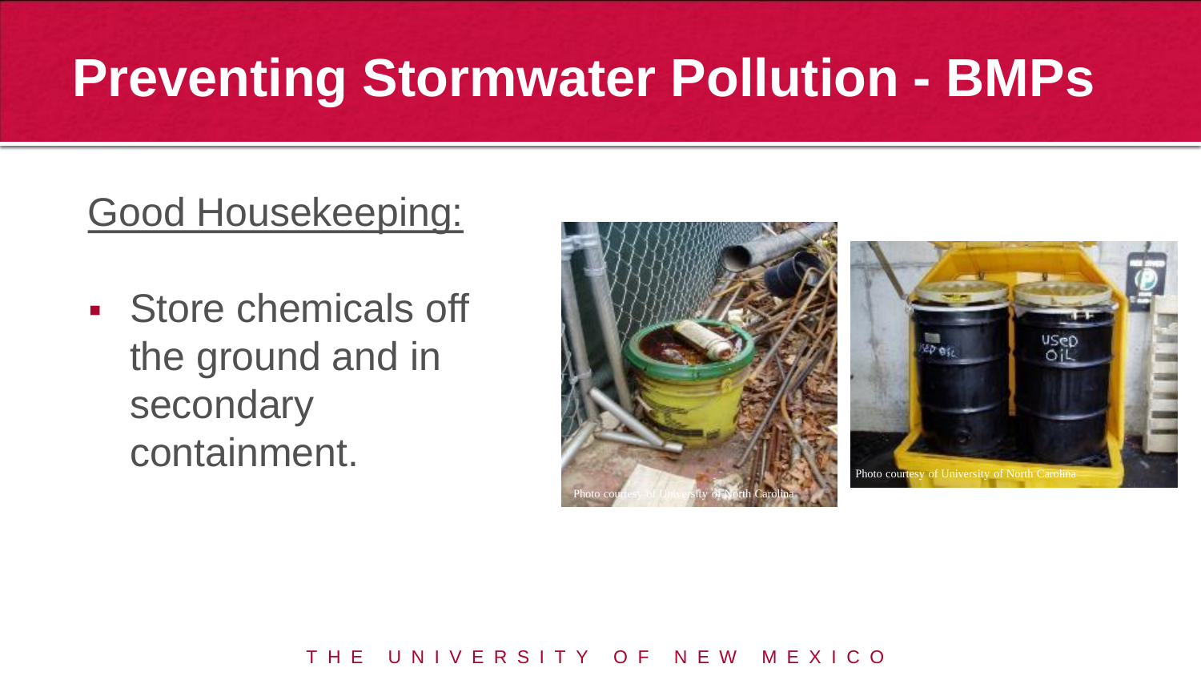# Preventing Stormwater Pollution - BMPs

## Good Housekeeping:

- Store chemicals off the ground and in secondary containment.

Photo courtesy of University of North Carolina

Photo courtesy of University of North Carolina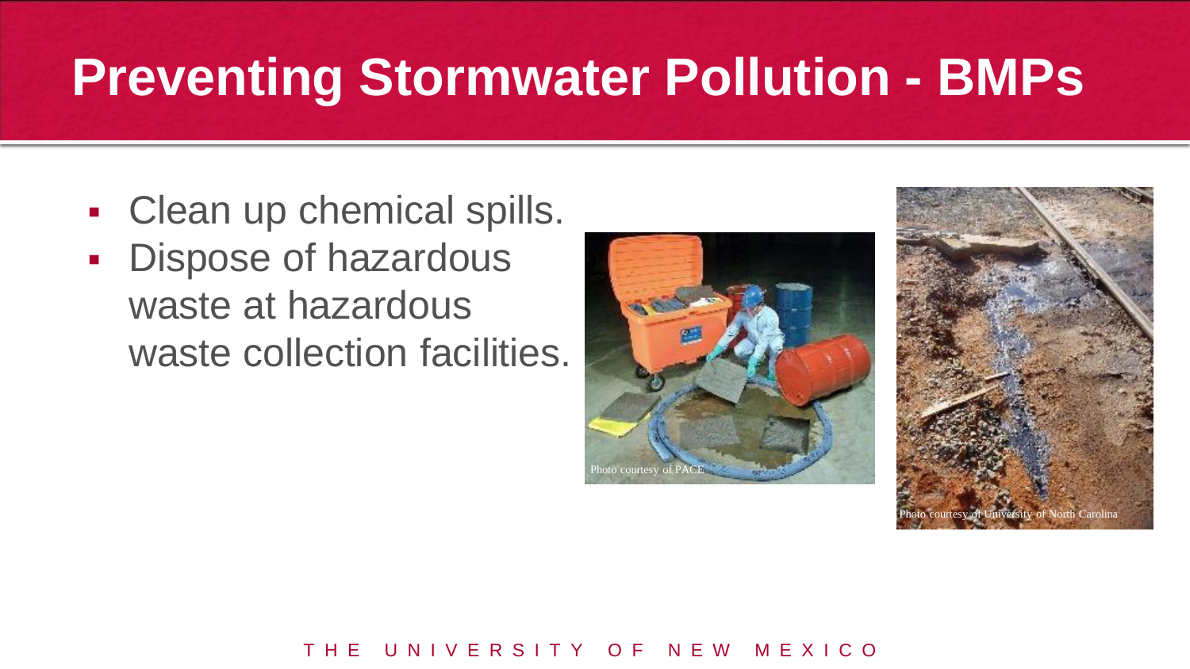# Preventing Stormwater Pollution - BMPs

- Clean up chemical spills.
- Dispose of hazardous waste at hazardous waste collection facilities.

Photo courtesy of PACE

Photo courtesy of University of North Carolina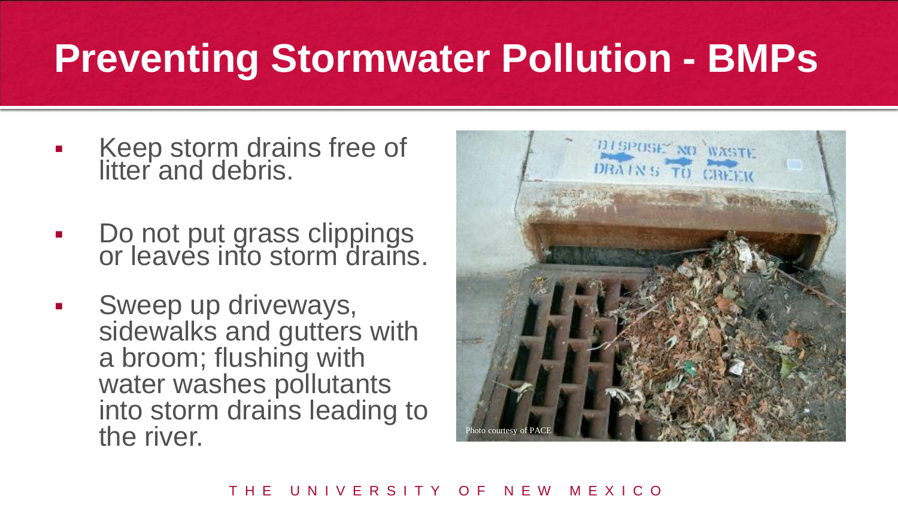# Preventing Stormwater Pollution - BMPs

- Keep storm drains free of litter and debris.
- Do not put grass clippings or leaves into storm drains.
- Sweep up driveways, sidewalks and gutters with a broom; flushing with water washes pollutants into storm drains leading to the river.

Photo courtesy of PACE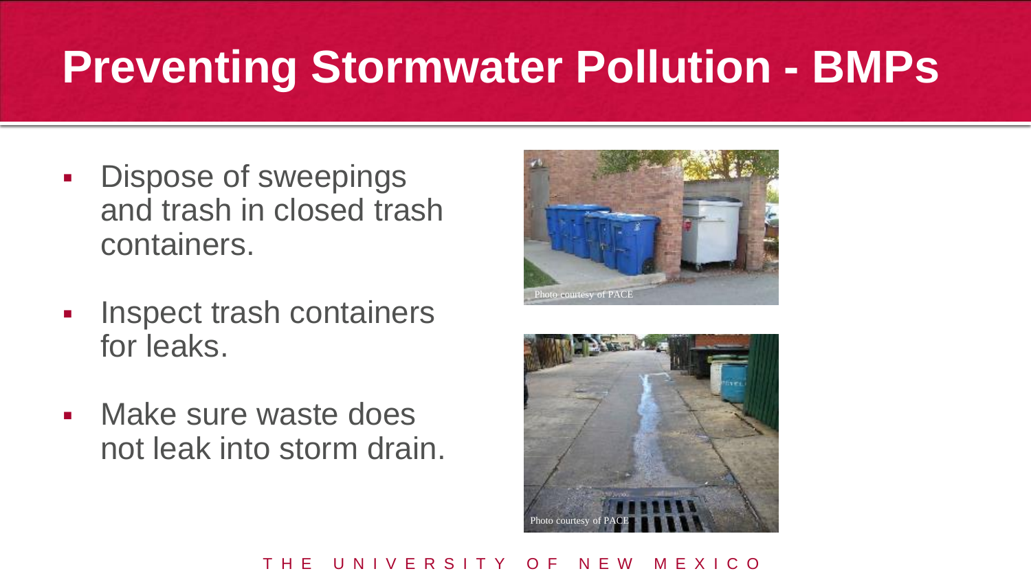# Preventing Stormwater Pollution - BMPs

- Dispose of sweepings and trash in closed trash containers.
- Inspect trash containers for leaks.
- Make sure waste does not leak into storm drain.

Photo courtesy of PACE

Photo courtesy of PACE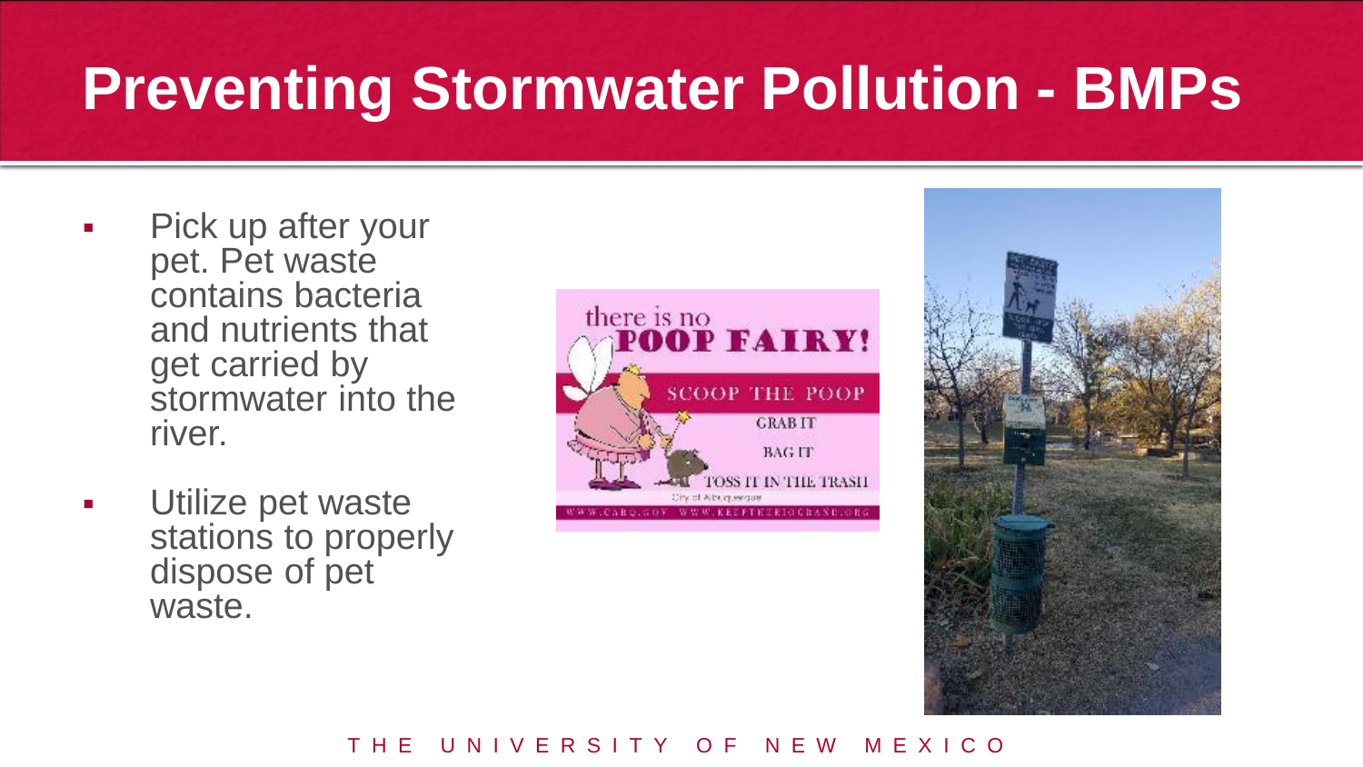# Preventing Stormwater Pollution - BMPs

- Pick up after your pet. Pet waste contains bacteria and nutrients that get carried by stormwater into the river.
- Utilize pet waste stations to properly dispose of pet waste.

there is no **POOP FAIRY!**

SCOOP THE POOP

GRAB IT

BAG IT

TOSS IT IN THE TRASH

City of Albuquerque

WWW.CABQ.GOV WWW.KEEPTHERIOGRANDE.ORG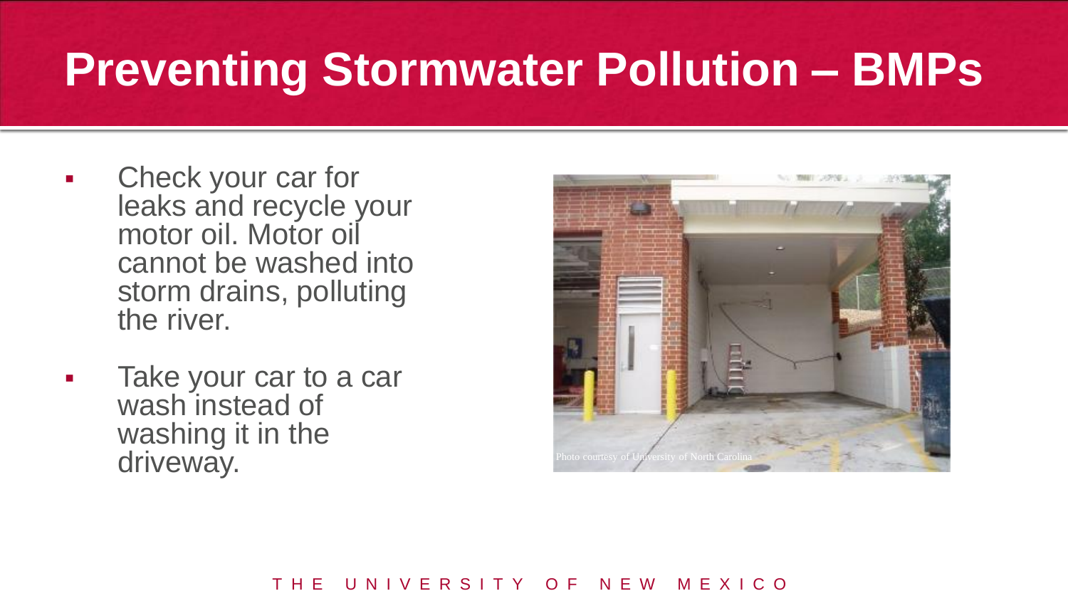# Preventing Stormwater Pollution – BMPs

- Check your car for leaks and recycle your motor oil. Motor oil cannot be washed into storm drains, polluting the river.
- Take your car to a car wash instead of washing it in the driveway.

Photo courtesy of University of North Carolina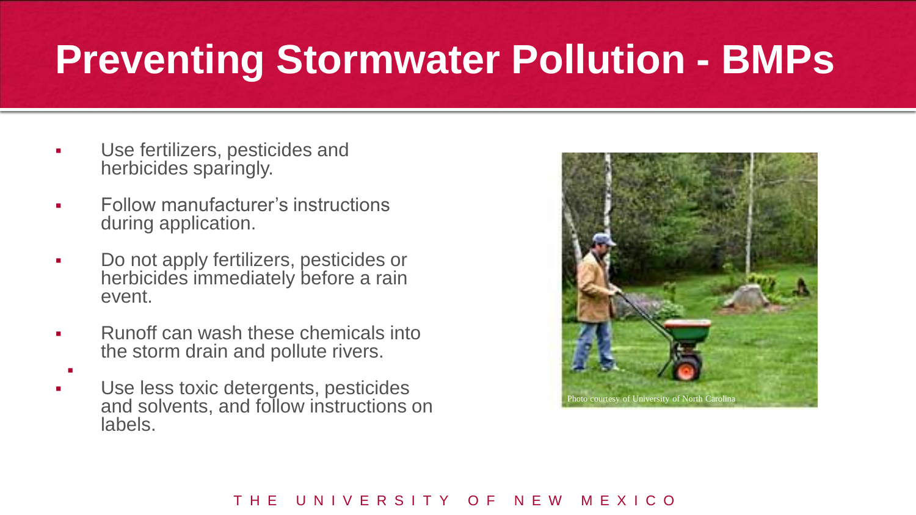# Preventing Stormwater Pollution - BMPs

- Use fertilizers, pesticides and herbicides sparingly.
- Follow manufacturer's instructions during application.
- Do not apply fertilizers, pesticides or herbicides immediately before a rain event.
- Runoff can wash these chemicals into the storm drain and pollute rivers.
- Use less toxic detergents, pesticides and solvents, and follow instructions on labels.

Photo courtesy of University of North Carolina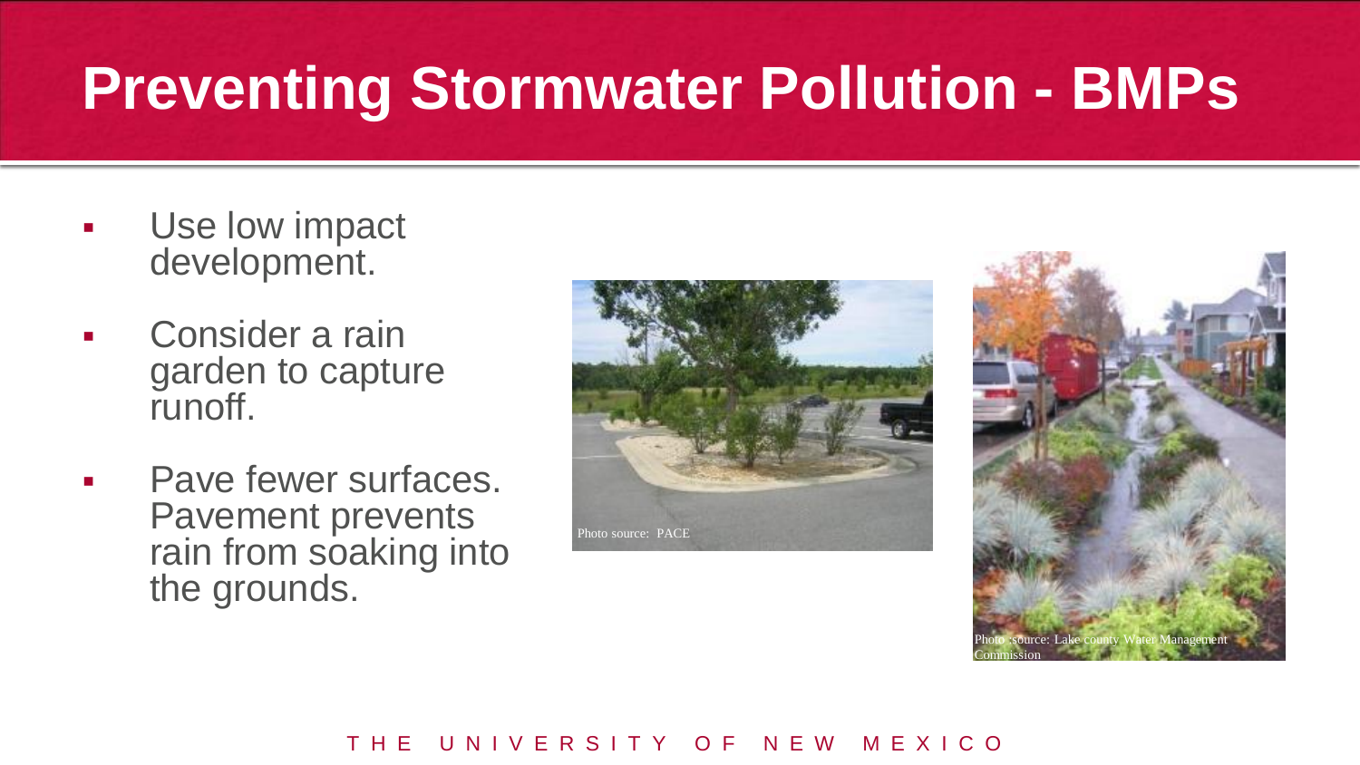# Preventing Stormwater Pollution - BMPs

- Use low impact development.
- Consider a rain garden to capture runoff.
- Pave fewer surfaces. Pavement prevents rain from soaking into the grounds.

Photo source: PACE

Photo source: Lake county Water Management Commission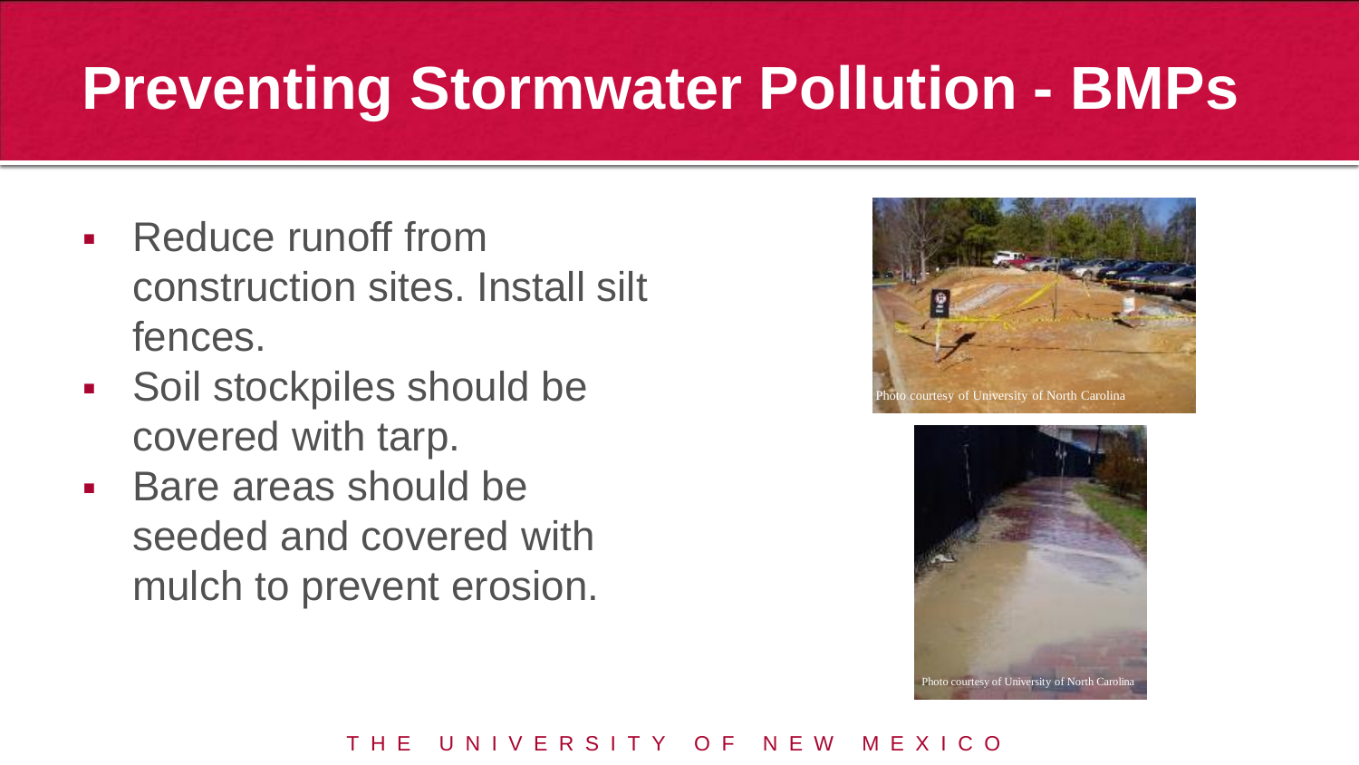# Preventing Stormwater Pollution - BMPs

- Reduce runoff from construction sites. Install silt fences.
- Soil stockpiles should be covered with tarp.
- Bare areas should be seeded and covered with mulch to prevent erosion.

Photo courtesy of University of North Carolina

Photo courtesy of University of North Carolina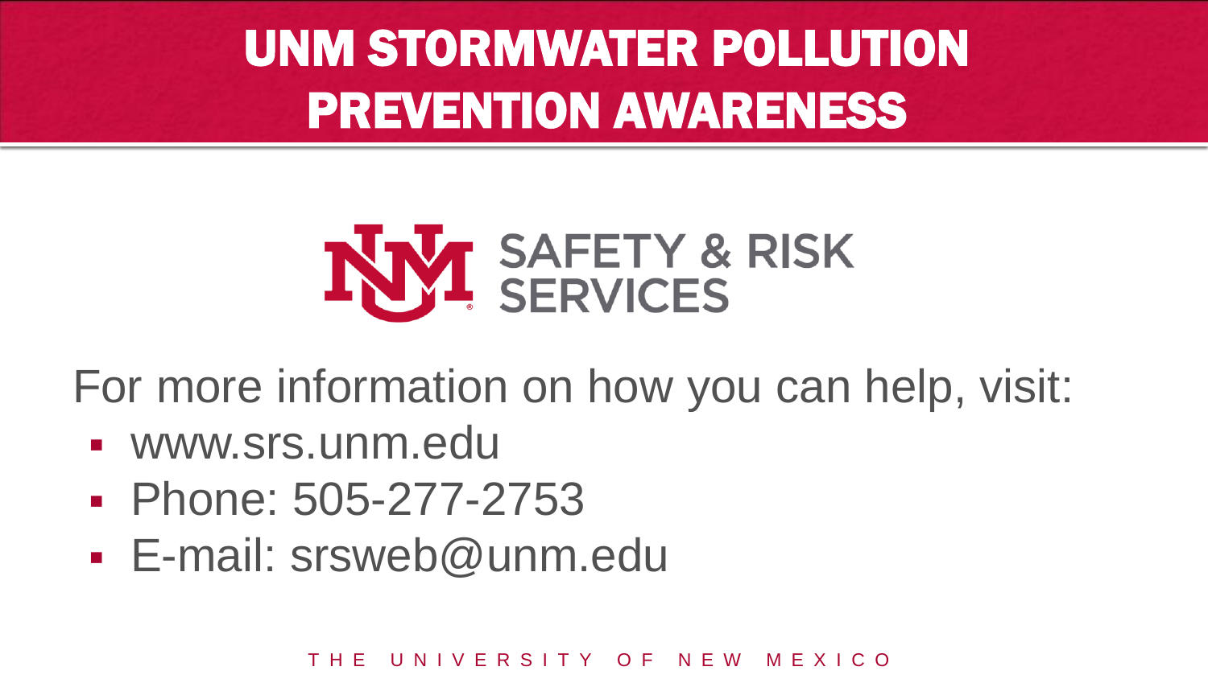# UNM STORMWATER POLLUTION PREVENTION AWARENESS

SAFETY & RISK SERVICES

For more information on how you can help, visit:

- www.srs.unm.edu
- Phone: 505-277-2753
- E-mail: srsweb@unm.edu

THE UNIVERSITY OF NEW MEXICO